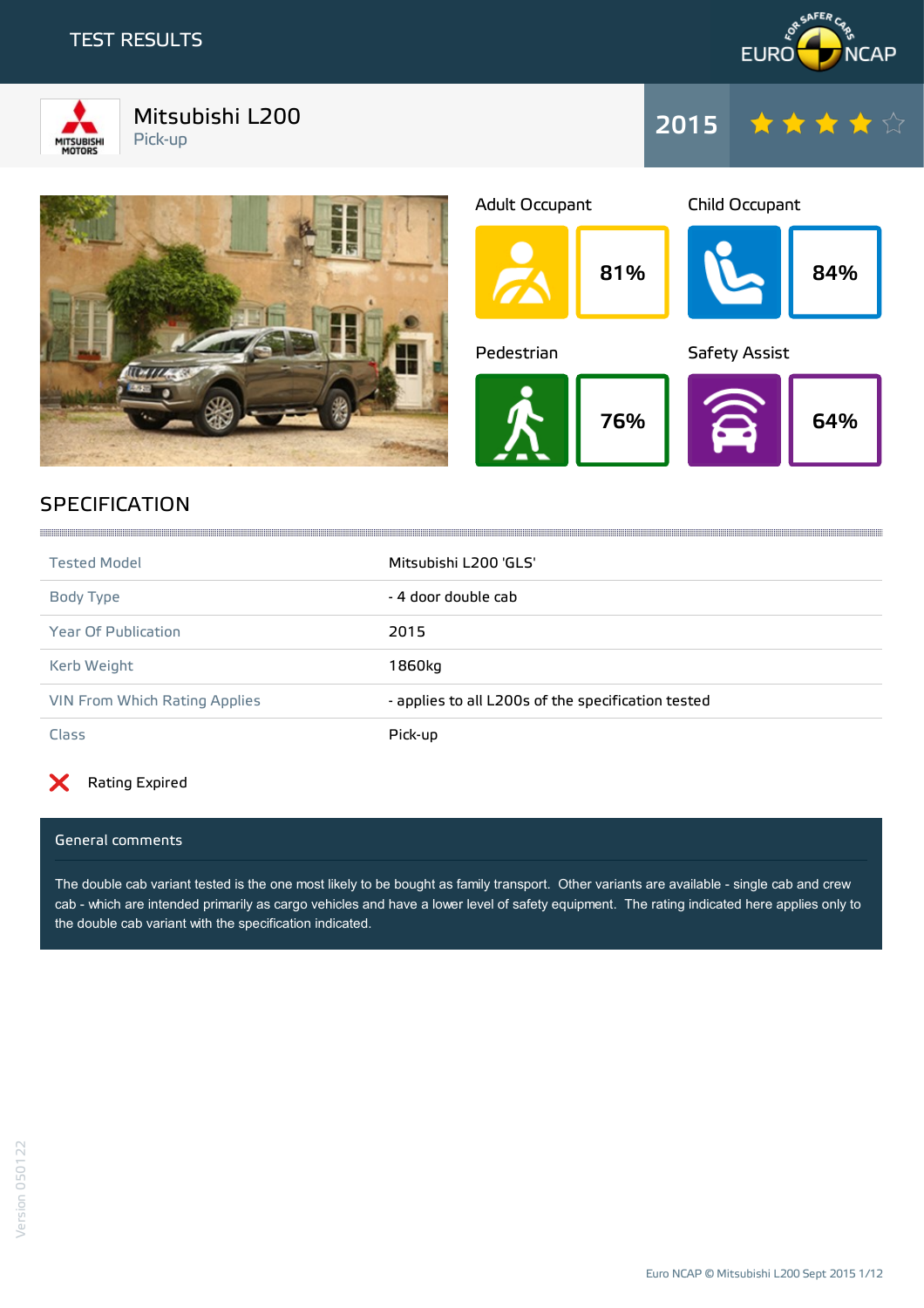# TEST RESULTS

## Mitsubishi L200

Pick-up

**2015** ★★★★☆

| Adult Occupant | Child Occupant | Pedestrian | Safety Assist |
|---|---|---|---|
| 81% | 84% | 76% | 64% |

## SPECIFICATION

| | |
|---|---|
| Tested Model | Mitsubishi L200 'GLS' |
| Body Type | - 4 door double cab |
| Year Of Publication | 2015 |
| Kerb Weight | 1860kg |
| VIN From Which Rating Applies | - applies to all L200s of the specification tested |
| Class | Pick-up |

❌ Rating Expired

### General comments

The double cab variant tested is the one most likely to be bought as family transport. Other variants are available - single cab and crew cab - which are intended primarily as cargo vehicles and have a lower level of safety equipment. The rating indicated here applies only to the double cab variant with the specification indicated.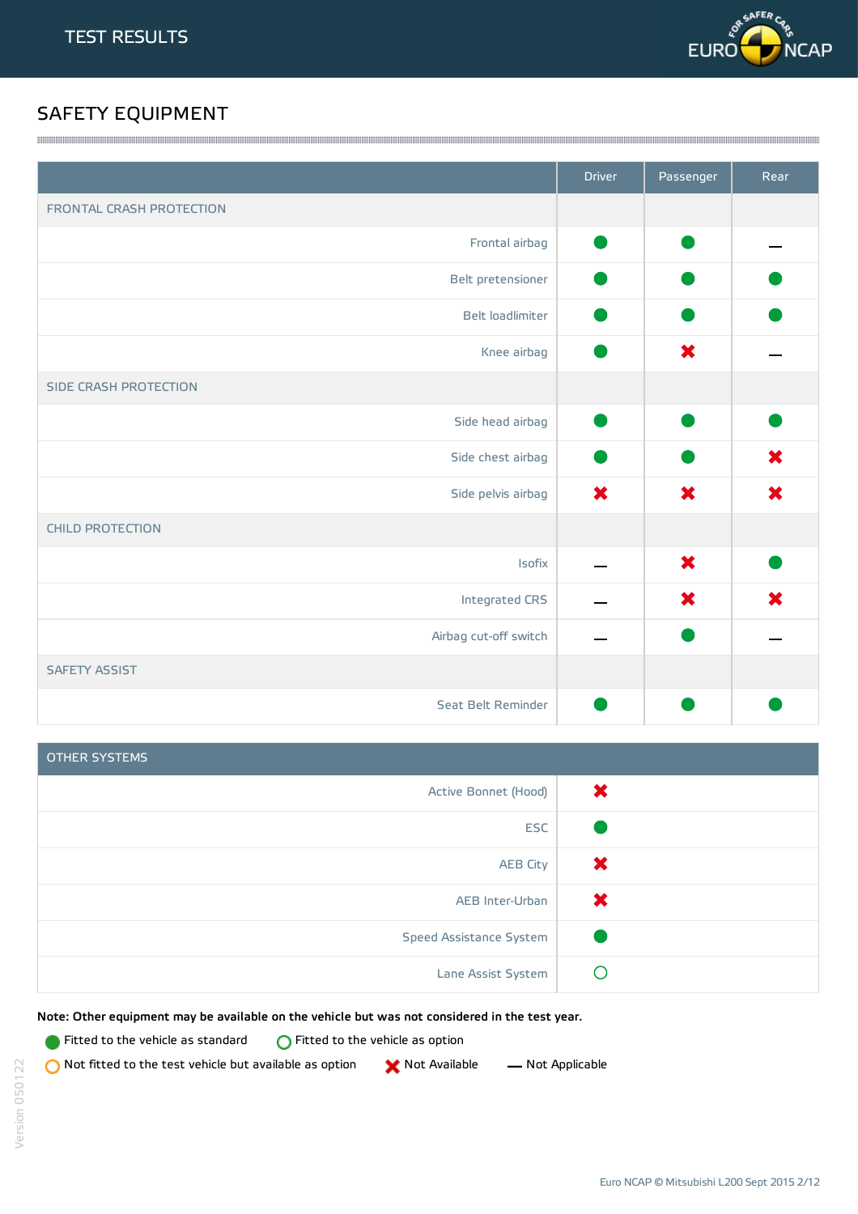# TEST RESULTS

## SAFETY EQUIPMENT

| | Driver | Passenger | Rear |
|---|---|---|---|
| **FRONTAL CRASH PROTECTION** | | | |
| Frontal airbag | ● | ● | — |
| Belt pretensioner | ● | ● | ● |
| Belt loadlimiter | ● | ● | ● |
| Knee airbag | ● | ✖ | — |
| **SIDE CRASH PROTECTION** | | | |
| Side head airbag | ● | ● | ● |
| Side chest airbag | ● | ● | ✖ |
| Side pelvis airbag | ✖ | ✖ | ✖ |
| **CHILD PROTECTION** | | | |
| Isofix | — | ✖ | ● |
| Integrated CRS | — | ✖ | ✖ |
| Airbag cut-off switch | — | ● | — |
| **SAFETY ASSIST** | | | |
| Seat Belt Reminder | ● | ● | ● |

| OTHER SYSTEMS | |
|---|---|
| Active Bonnet (Hood) | ✖ |
| ESC | ● |
| AEB City | ✖ |
| AEB Inter-Urban | ✖ |
| Speed Assistance System | ● |
| Lane Assist System | ○ |

**Note: Other equipment may be available on the vehicle but was not considered in the test year.**

- ● Fitted to the vehicle as standard
- ○ Fitted to the vehicle as option
- ○ (orange) Not fitted to the test vehicle but available as option
- ✖ Not Available
- — Not Applicable

Version 050122

Euro NCAP © Mitsubishi L200 Sept 2015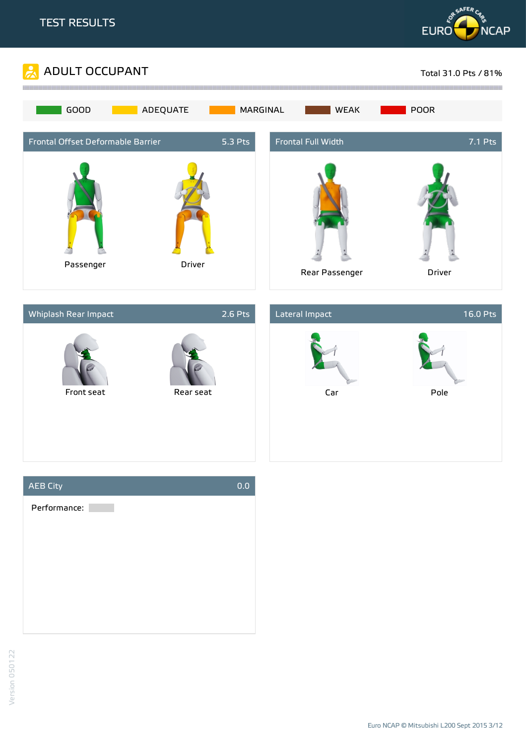# TEST RESULTS

## ADULT OCCUPANT

Total 31.0 Pts / 81%

GOOD | ADEQUATE | MARGINAL | WEAK | POOR

### Frontal Offset Deformable Barrier — 5.3 Pts

Passenger

Driver

### Frontal Full Width — 7.1 Pts

Rear Passenger

Driver

### Whiplash Rear Impact — 2.6 Pts

Front seat

Rear seat

### Lateral Impact — 16.0 Pts

Car

Pole

### AEB City — 0.0

Performance: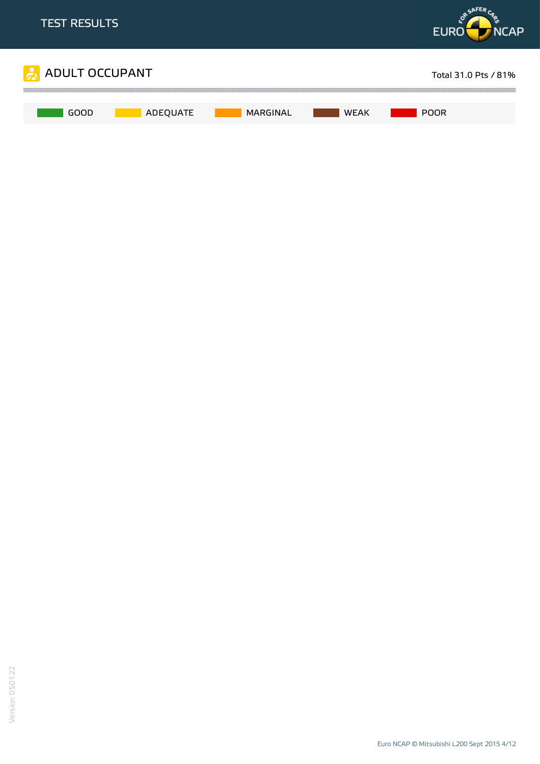# TEST RESULTS

## ADULT OCCUPANT

Total 31.0 Pts / 81%

GOOD | ADEQUATE | MARGINAL | WEAK | POOR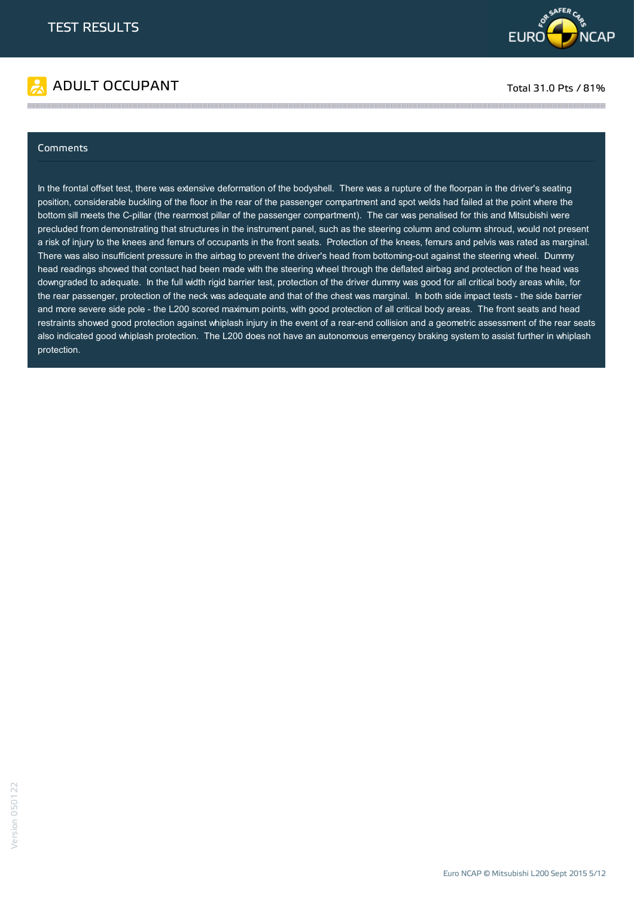# TEST RESULTS

## ADULT OCCUPANT

Total 31.0 Pts / 81%

### Comments

In the frontal offset test, there was extensive deformation of the bodyshell. There was a rupture of the floorpan in the driver's seating position, considerable buckling of the floor in the rear of the passenger compartment and spot welds had failed at the point where the bottom sill meets the C-pillar (the rearmost pillar of the passenger compartment). The car was penalised for this and Mitsubishi were precluded from demonstrating that structures in the instrument panel, such as the steering column and column shroud, would not present a risk of injury to the knees and femurs of occupants in the front seats. Protection of the knees, femurs and pelvis was rated as marginal. There was also insufficient pressure in the airbag to prevent the driver's head from bottoming-out against the steering wheel. Dummy head readings showed that contact had been made with the steering wheel through the deflated airbag and protection of the head was downgraded to adequate. In the full width rigid barrier test, protection of the driver dummy was good for all critical body areas while, for the rear passenger, protection of the neck was adequate and that of the chest was marginal. In both side impact tests - the side barrier and more severe side pole - the L200 scored maximum points, with good protection of all critical body areas. The front seats and head restraints showed good protection against whiplash injury in the event of a rear-end collision and a geometric assessment of the rear seats also indicated good whiplash protection. The L200 does not have an autonomous emergency braking system to assist further in whiplash protection.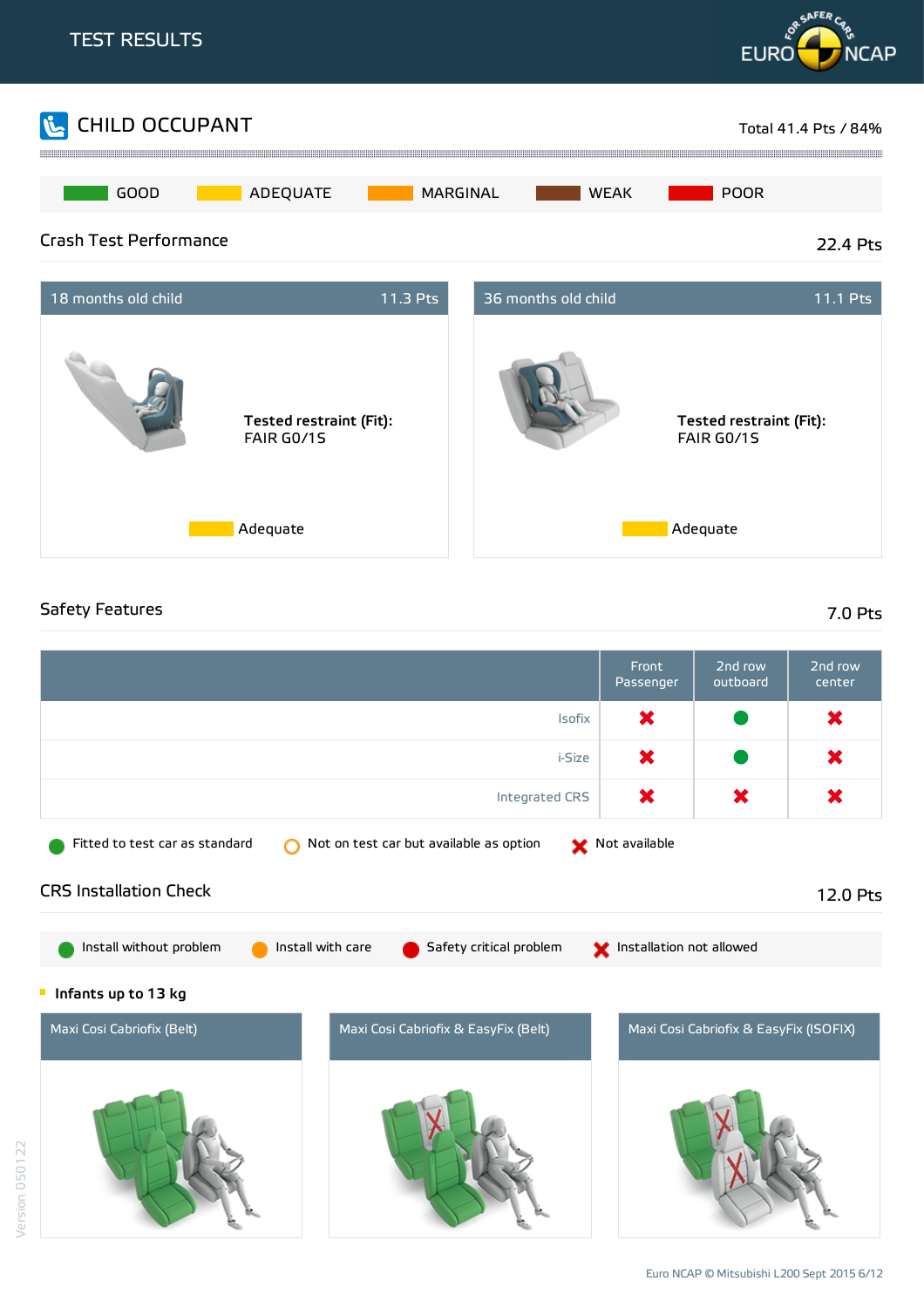# TEST RESULTS

## CHILD OCCUPANT

Total 41.4 Pts / 84%

GOOD | ADEQUATE | MARGINAL | WEAK | POOR

### Crash Test Performance

22.4 Pts

**18 months old child** — 11.3 Pts

**Tested restraint (Fit):**
FAIR G0/1S

Adequate

**36 months old child** — 11.1 Pts

**Tested restraint (Fit):**
FAIR G0/1S

Adequate

### Safety Features

7.0 Pts

| | Front Passenger | 2nd row outboard | 2nd row center |
|---|---|---|---|
| Isofix | Not available | Fitted to test car as standard | Not available |
| i-Size | Not available | Fitted to test car as standard | Not available |
| Integrated CRS | Not available | Not available | Not available |

Fitted to test car as standard | Not on test car but available as option | Not available

### CRS Installation Check

12.0 Pts

Install without problem | Install with care | Safety critical problem | Installation not allowed

- **Infants up to 13 kg**

| Maxi Cosi Cabriofix (Belt) | Maxi Cosi Cabriofix & EasyFix (Belt) | Maxi Cosi Cabriofix & EasyFix (ISOFIX) |
|---|---|---|

Euro NCAP © Mitsubishi L200 Sept 2015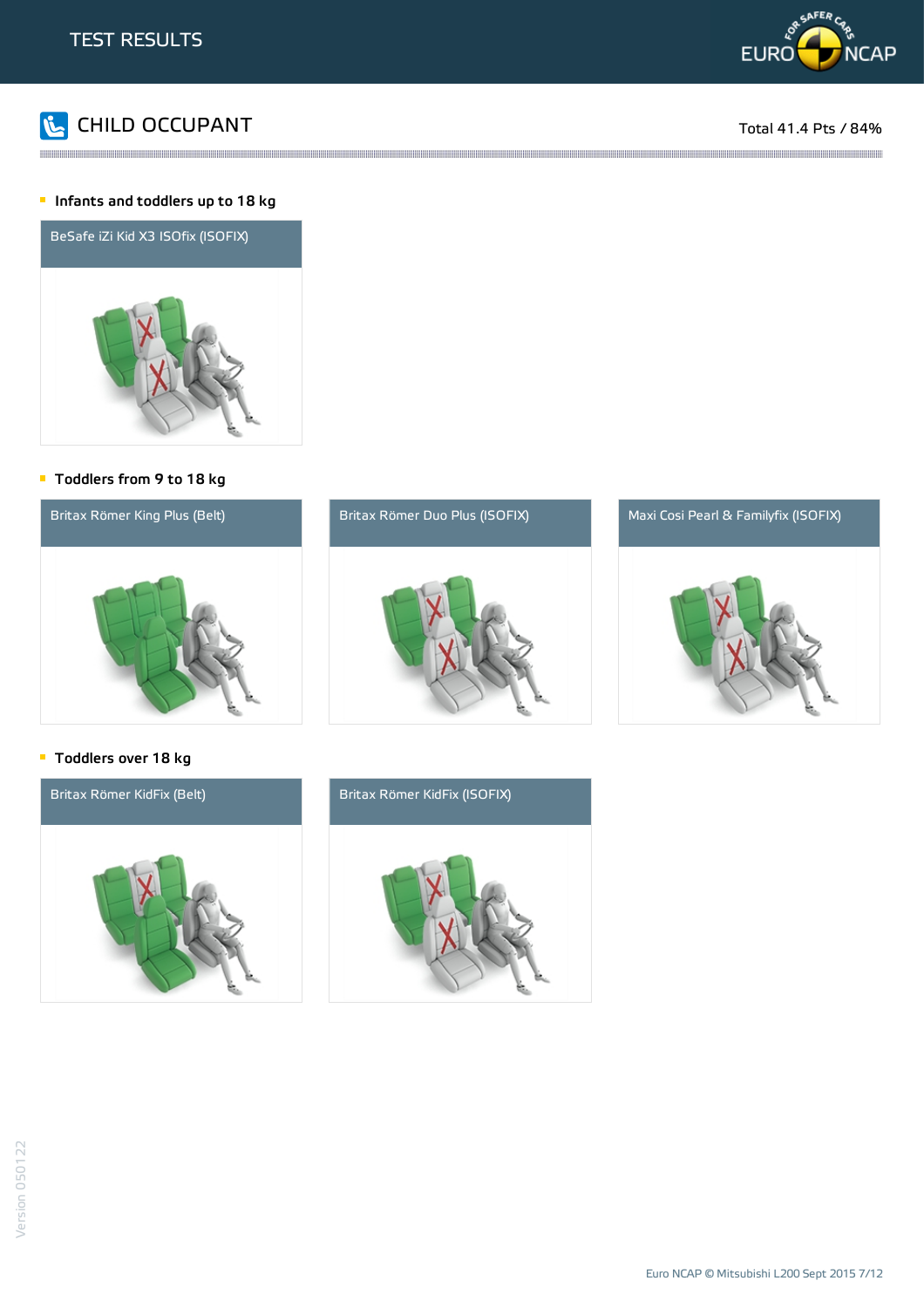# TEST RESULTS

## CHILD OCCUPANT

Total 41.4 Pts / 84%

### Infants and toddlers up to 18 kg

BeSafe iZi Kid X3 ISOfix (ISOFIX)

### Toddlers from 9 to 18 kg

Britax Römer King Plus (Belt)

Britax Römer Duo Plus (ISOFIX)

Maxi Cosi Pearl & Familyfix (ISOFIX)

### Toddlers over 18 kg

Britax Römer KidFix (Belt)

Britax Römer KidFix (ISOFIX)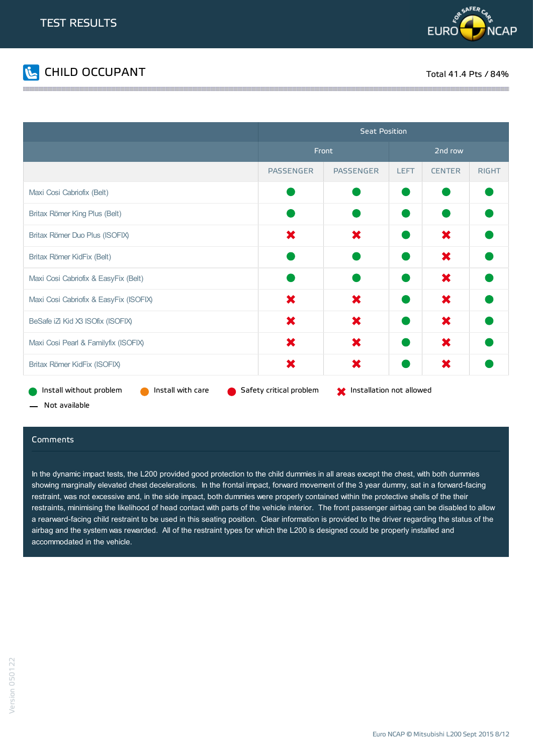# TEST RESULTS

## CHILD OCCUPANT

Total 41.4 Pts / 84%

| | Seat Position | | | | |
|---|---|---|---|---|---|
| | Front | | 2nd row | | |
| | PASSENGER | PASSENGER | LEFT | CENTER | RIGHT |
| Maxi Cosi Cabriofix (Belt) | ● | ● | ● | ● | ● |
| Britax Römer King Plus (Belt) | ● | ● | ● | ● | ● |
| Britax Römer Duo Plus (ISOFIX) | ✖ | ✖ | ● | ✖ | ● |
| Britax Römer KidFix (Belt) | ● | ● | ● | ✖ | ● |
| Maxi Cosi Cabriofix & EasyFix (Belt) | ● | ● | ● | ✖ | ● |
| Maxi Cosi Cabriofix & EasyFix (ISOFIX) | ✖ | ✖ | ● | ✖ | ● |
| BeSafe iZi Kid X3 ISOfix (ISOFIX) | ✖ | ✖ | ● | ✖ | ● |
| Maxi Cosi Pearl & Familyfix (ISOFIX) | ✖ | ✖ | ● | ✖ | ● |
| Britax Römer KidFix (ISOFIX) | ✖ | ✖ | ● | ✖ | ● |

● Install without problem (green) ● Install with care (orange) ● Safety critical problem (red) ✖ Installation not allowed — Not available

All ● in the table above are green (Install without problem).

### Comments

In the dynamic impact tests, the L200 provided good protection to the child dummies in all areas except the chest, with both dummies showing marginally elevated chest decelerations. In the frontal impact, forward movement of the 3 year dummy, sat in a forward-facing restraint, was not excessive and, in the side impact, both dummies were properly contained within the protective shells of the their restraints, minimising the likelihood of head contact with parts of the vehicle interior. The front passenger airbag can be disabled to allow a rearward-facing child restraint to be used in this seating position. Clear information is provided to the driver regarding the status of the airbag and the system was rewarded. All of the restraint types for which the L200 is designed could be properly installed and accommodated in the vehicle.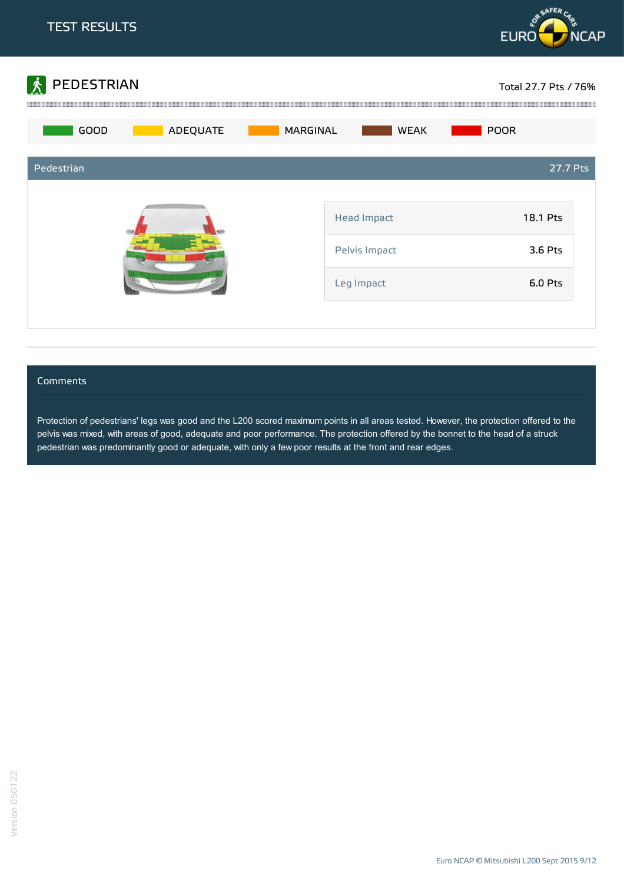TEST RESULTS

## PEDESTRIAN

Total 27.7 Pts / 76%

GOOD · ADEQUATE · MARGINAL · WEAK · POOR

### Pedestrian — 27.7 Pts

| | |
|---|---|
| Head Impact | 18.1 Pts |
| Pelvis Impact | 3.6 Pts |
| Leg Impact | 6.0 Pts |

### Comments

Protection of pedestrians' legs was good and the L200 scored maximum points in all areas tested. However, the protection offered to the pelvis was mixed, with areas of good, adequate and poor performance. The protection offered by the bonnet to the head of a struck pedestrian was predominantly good or adequate, with only a few poor results at the front and rear edges.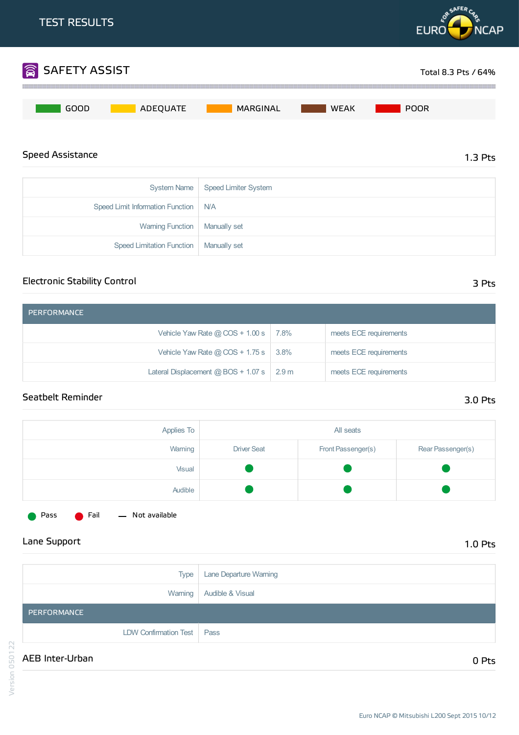# TEST RESULTS

## SAFETY ASSIST

Total 8.3 Pts / 64%

GOOD | ADEQUATE | MARGINAL | WEAK | POOR

### Speed Assistance

1.3 Pts

| | |
|---|---|
| System Name | Speed Limiter System |
| Speed Limit Information Function | N/A |
| Warning Function | Manually set |
| Speed Limitation Function | Manually set |

### Electronic Stability Control

3 Pts

| PERFORMANCE | | |
|---|---|---|
| Vehicle Yaw Rate @ COS + 1.00 s | 7.8% | meets ECE requirements |
| Vehicle Yaw Rate @ COS + 1.75 s | 3.8% | meets ECE requirements |
| Lateral Displacement @ BOS + 1.07 s | 2.9 m | meets ECE requirements |

### Seatbelt Reminder

3.0 Pts

| Applies To | All seats | | |
|---|---|---|---|
| Warning | Driver Seat | Front Passenger(s) | Rear Passenger(s) |
| Visual | Pass | Pass | Pass |
| Audible | Pass | Pass | Pass |

Pass | Fail | — Not available

### Lane Support

1.0 Pts

| | |
|---|---|
| Type | Lane Departure Warning |
| Warning | Audible & Visual |
| **PERFORMANCE** | |
| LDW Confirmation Test | Pass |

### AEB Inter-Urban

0 Pts

Euro NCAP © Mitsubishi L200 Sept 2015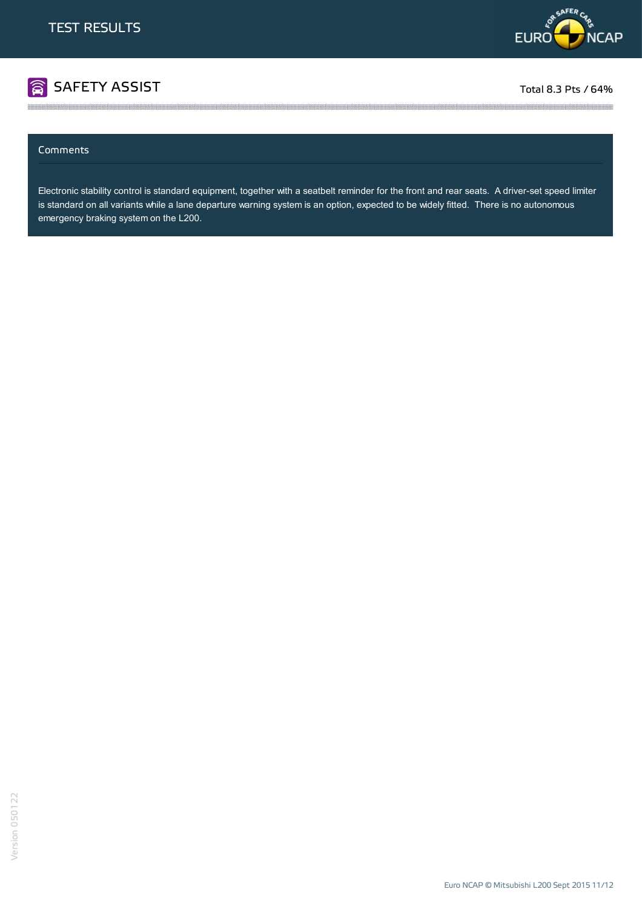# TEST RESULTS

## SAFETY ASSIST

Total 8.3 Pts / 64%

### Comments

Electronic stability control is standard equipment, together with a seatbelt reminder for the front and rear seats. A driver-set speed limiter is standard on all variants while a lane departure warning system is an option, expected to be widely fitted. There is no autonomous emergency braking system on the L200.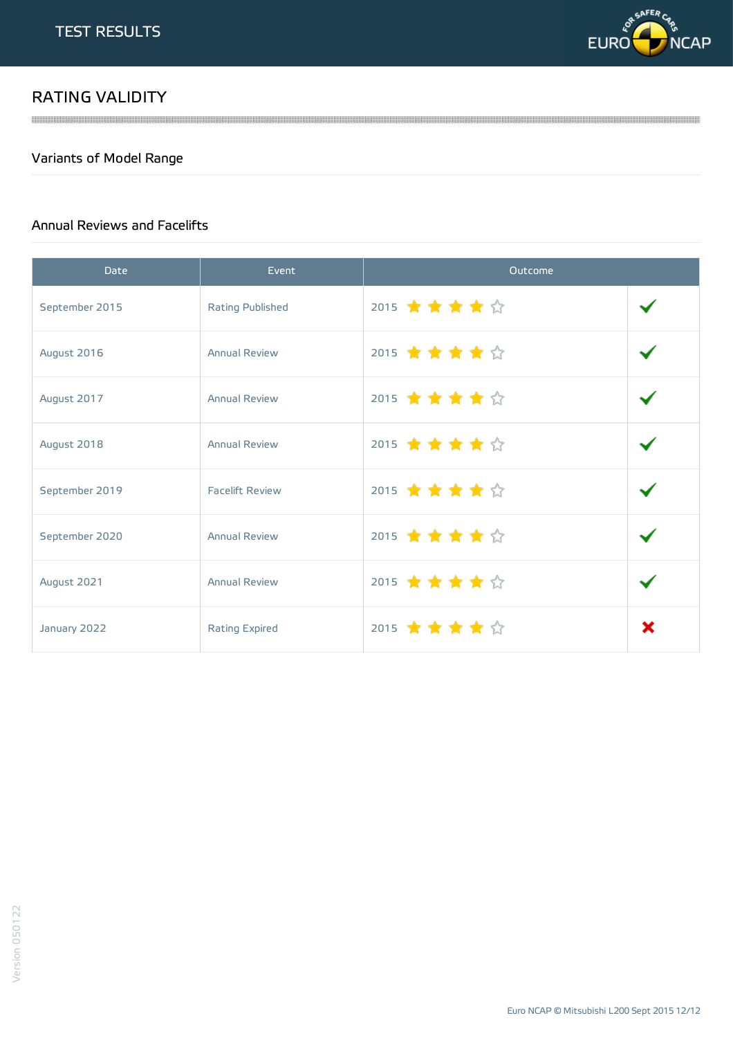# RATING VALIDITY

## Variants of Model Range

## Annual Reviews and Facelifts

| Date | Event | Outcome | |
|---|---|---|---|
| September 2015 | Rating Published | 2015 ★★★★☆ | ✔ |
| August 2016 | Annual Review | 2015 ★★★★☆ | ✔ |
| August 2017 | Annual Review | 2015 ★★★★☆ | ✔ |
| August 2018 | Annual Review | 2015 ★★★★☆ | ✔ |
| September 2019 | Facelift Review | 2015 ★★★★☆ | ✔ |
| September 2020 | Annual Review | 2015 ★★★★☆ | ✔ |
| August 2021 | Annual Review | 2015 ★★★★☆ | ✔ |
| January 2022 | Rating Expired | 2015 ★★★★☆ | ✖ |